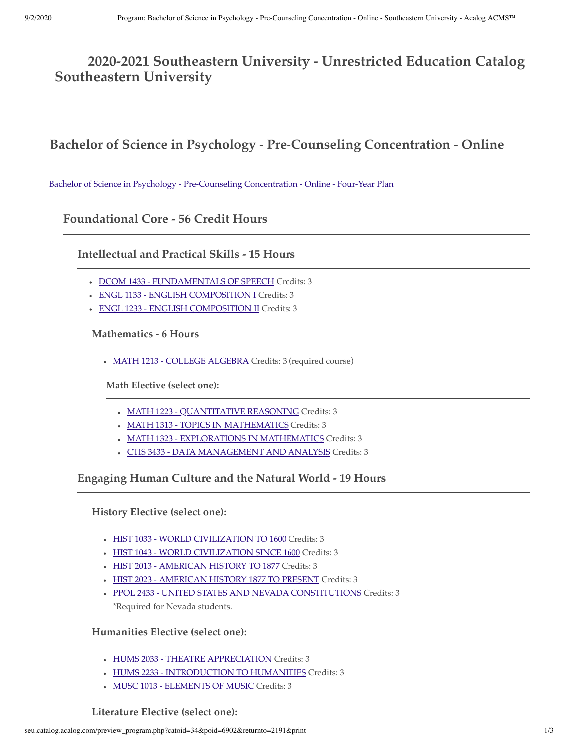# 2020-2021 Southeastern University - Unrestricted Education Catalog Southeastern University

## Bachelor of Science in Psychology - Pre-Counseling Concentration - Online

Bachelor of Science in Psychology - Pre-Counseling Concentration - Online - Four-Year Plan

### Foundational Core - 56 Credit Hours

#### Intellectual and Practical Skills - 15 Hours

- DCOM 1433 - FUNDAMENTALS OF SPEECH Credits: 3
- ENGL 1133 - ENGLISH COMPOSITION I Credits: 3
- ENGL 1233 - ENGLISH COMPOSITION II Credits: 3

##### Mathematics - 6 Hours

- MATH 1213 - COLLEGE ALGEBRA Credits: 3 (required course)

###### Math Elective (select one):

- MATH 1223 - QUANTITATIVE REASONING Credits: 3
- MATH 1313 - TOPICS IN MATHEMATICS Credits: 3
- MATH 1323 - EXPLORATIONS IN MATHEMATICS Credits: 3
- CTIS 3433 - DATA MANAGEMENT AND ANALYSIS Credits: 3

#### Engaging Human Culture and the Natural World - 19 Hours

##### History Elective (select one):

- HIST 1033 - WORLD CIVILIZATION TO 1600 Credits: 3
- HIST 1043 - WORLD CIVILIZATION SINCE 1600 Credits: 3
- HIST 2013 - AMERICAN HISTORY TO 1877 Credits: 3
- HIST 2023 - AMERICAN HISTORY 1877 TO PRESENT Credits: 3
- PPOL 2433 - UNITED STATES AND NEVADA CONSTITUTIONS Credits: 3
  *Required for Nevada students.

##### Humanities Elective (select one):

- HUMS 2033 - THEATRE APPRECIATION Credits: 3
- HUMS 2233 - INTRODUCTION TO HUMANITIES Credits: 3
- MUSC 1013 - ELEMENTS OF MUSIC Credits: 3

##### Literature Elective (select one):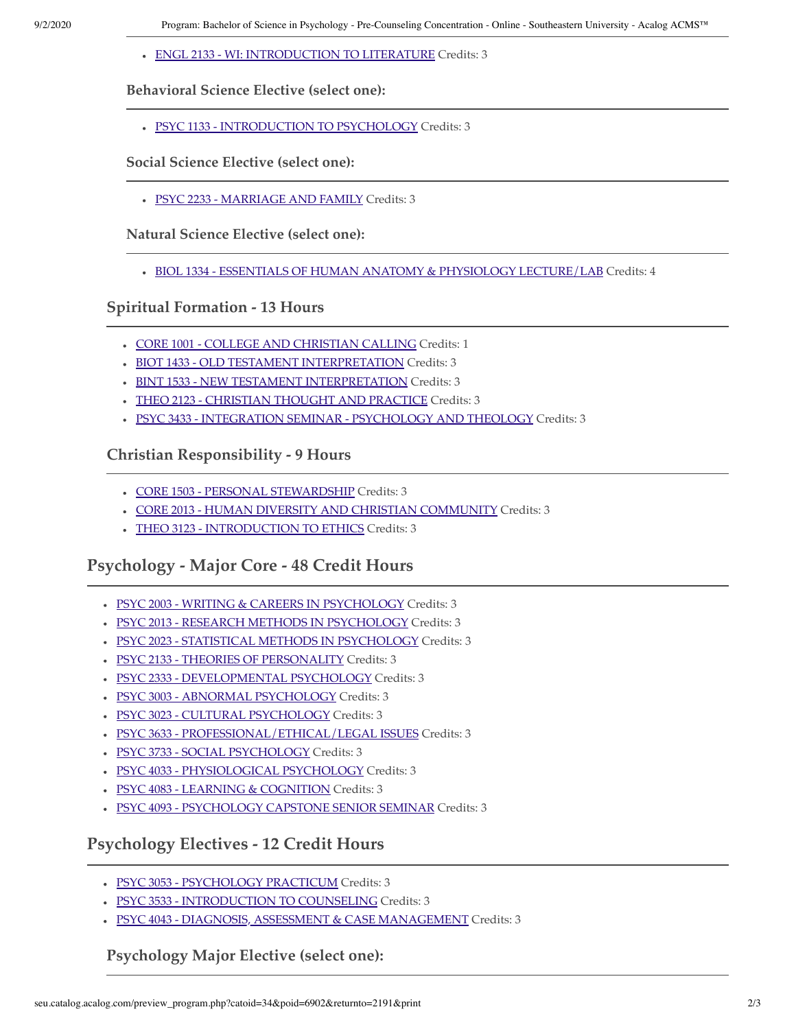- ENGL 2133 - WI: INTRODUCTION TO LITERATURE Credits: 3

#### Behavioral Science Elective (select one):

- PSYC 1133 - INTRODUCTION TO PSYCHOLOGY Credits: 3

#### Social Science Elective (select one):

- PSYC 2233 - MARRIAGE AND FAMILY Credits: 3

#### Natural Science Elective (select one):

- BIOL 1334 - ESSENTIALS OF HUMAN ANATOMY & PHYSIOLOGY LECTURE/LAB Credits: 4

### Spiritual Formation - 13 Hours

- CORE 1001 - COLLEGE AND CHRISTIAN CALLING Credits: 1
- BIOT 1433 - OLD TESTAMENT INTERPRETATION Credits: 3
- BINT 1533 - NEW TESTAMENT INTERPRETATION Credits: 3
- THEO 2123 - CHRISTIAN THOUGHT AND PRACTICE Credits: 3
- PSYC 3433 - INTEGRATION SEMINAR - PSYCHOLOGY AND THEOLOGY Credits: 3

### Christian Responsibility - 9 Hours

- CORE 1503 - PERSONAL STEWARDSHIP Credits: 3
- CORE 2013 - HUMAN DIVERSITY AND CHRISTIAN COMMUNITY Credits: 3
- THEO 3123 - INTRODUCTION TO ETHICS Credits: 3

## Psychology - Major Core - 48 Credit Hours

- PSYC 2003 - WRITING & CAREERS IN PSYCHOLOGY Credits: 3
- PSYC 2013 - RESEARCH METHODS IN PSYCHOLOGY Credits: 3
- PSYC 2023 - STATISTICAL METHODS IN PSYCHOLOGY Credits: 3
- PSYC 2133 - THEORIES OF PERSONALITY Credits: 3
- PSYC 2333 - DEVELOPMENTAL PSYCHOLOGY Credits: 3
- PSYC 3003 - ABNORMAL PSYCHOLOGY Credits: 3
- PSYC 3023 - CULTURAL PSYCHOLOGY Credits: 3
- PSYC 3633 - PROFESSIONAL/ETHICAL/LEGAL ISSUES Credits: 3
- PSYC 3733 - SOCIAL PSYCHOLOGY Credits: 3
- PSYC 4033 - PHYSIOLOGICAL PSYCHOLOGY Credits: 3
- PSYC 4083 - LEARNING & COGNITION Credits: 3
- PSYC 4093 - PSYCHOLOGY CAPSTONE SENIOR SEMINAR Credits: 3

## Psychology Electives - 12 Credit Hours

- PSYC 3053 - PSYCHOLOGY PRACTICUM Credits: 3
- PSYC 3533 - INTRODUCTION TO COUNSELING Credits: 3
- PSYC 4043 - DIAGNOSIS, ASSESSMENT & CASE MANAGEMENT Credits: 3

### Psychology Major Elective (select one):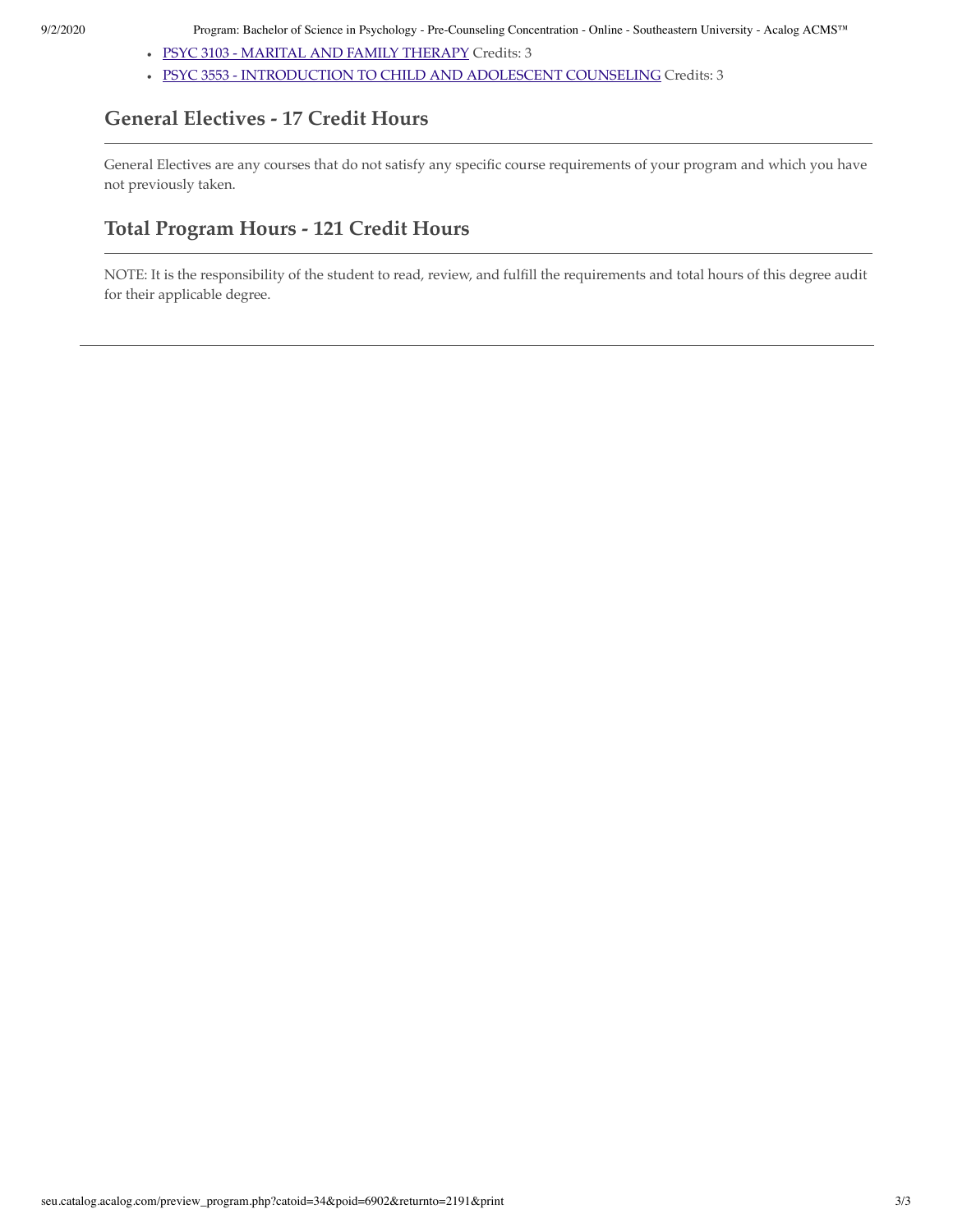- PSYC 3103 - MARITAL AND FAMILY THERAPY Credits: 3
- PSYC 3553 - INTRODUCTION TO CHILD AND ADOLESCENT COUNSELING Credits: 3

## General Electives - 17 Credit Hours

General Electives are any courses that do not satisfy any specific course requirements of your program and which you have not previously taken.

## Total Program Hours - 121 Credit Hours

NOTE: It is the responsibility of the student to read, review, and fulfill the requirements and total hours of this degree audit for their applicable degree.